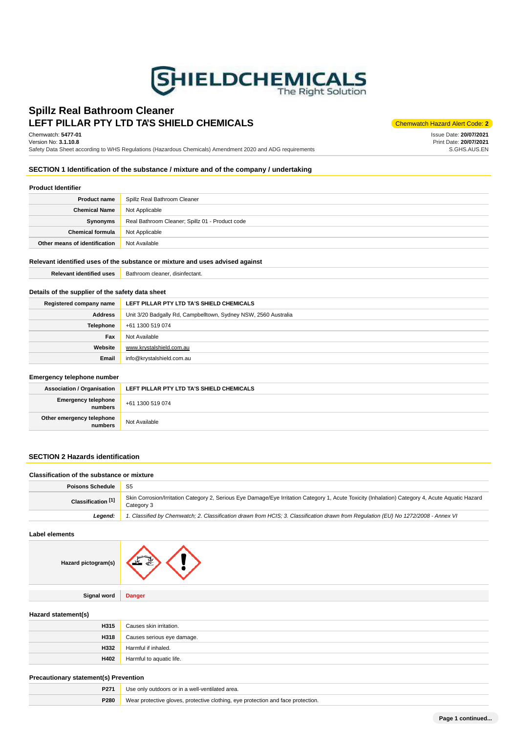# Spillz Real Bathroom Cleaner
## LEFT PILLAR PTY LTD TA'S SHIELD CHEMICALS

Chemwatch Hazard Alert Code: **2**

Chemwatch: **5477-01**
Version No: **3.1.10.8**
Safety Data Sheet according to WHS Regulations (Hazardous Chemicals) Amendment 2020 and ADG requirements

Issue Date: **20/07/2021**
Print Date: **20/07/2021**
S.GHS.AUS.EN

## SECTION 1 Identification of the substance / mixture and of the company / undertaking

### Product Identifier

| | |
|---|---|
| **Product name** | Spillz Real Bathroom Cleaner |
| **Chemical Name** | Not Applicable |
| **Synonyms** | Real Bathroom Cleaner; Spillz 01 - Product code |
| **Chemical formula** | Not Applicable |
| **Other means of identification** | Not Available |

### Relevant identified uses of the substance or mixture and uses advised against

| | |
|---|---|
| **Relevant identified uses** | Bathroom cleaner, disinfectant. |

### Details of the supplier of the safety data sheet

| | |
|---|---|
| **Registered company name** | **LEFT PILLAR PTY LTD TA'S SHIELD CHEMICALS** |
| **Address** | Unit 3/20 Badgally Rd, Campbelltown, Sydney NSW, 2560 Australia |
| **Telephone** | +61 1300 519 074 |
| **Fax** | Not Available |
| **Website** | www.krystalshield.com.au |
| **Email** | info@krystalshield.com.au |

### Emergency telephone number

| | |
|---|---|
| **Association / Organisation** | **LEFT PILLAR PTY LTD TA'S SHIELD CHEMICALS** |
| **Emergency telephone numbers** | +61 1300 519 074 |
| **Other emergency telephone numbers** | Not Available |

## SECTION 2 Hazards identification

### Classification of the substance or mixture

| | |
|---|---|
| **Poisons Schedule** | S5 |
| **Classification [1]** | Skin Corrosion/Irritation Category 2, Serious Eye Damage/Eye Irritation Category 1, Acute Toxicity (Inhalation) Category 4, Acute Aquatic Hazard Category 3 |
| ***Legend:*** | *1. Classified by Chemwatch; 2. Classification drawn from HCIS; 3. Classification drawn from Regulation (EU) No 1272/2008 - Annex VI* |

### Label elements

| | |
|---|---|
| **Hazard pictogram(s)** | |
| **Signal word** | **Danger** |

### Hazard statement(s)

| | |
|---|---|
| **H315** | Causes skin irritation. |
| **H318** | Causes serious eye damage. |
| **H332** | Harmful if inhaled. |
| **H402** | Harmful to aquatic life. |

### Precautionary statement(s) Prevention

| | |
|---|---|
| **P271** | Use only outdoors or in a well-ventilated area. |
| **P280** | Wear protective gloves, protective clothing, eye protection and face protection. |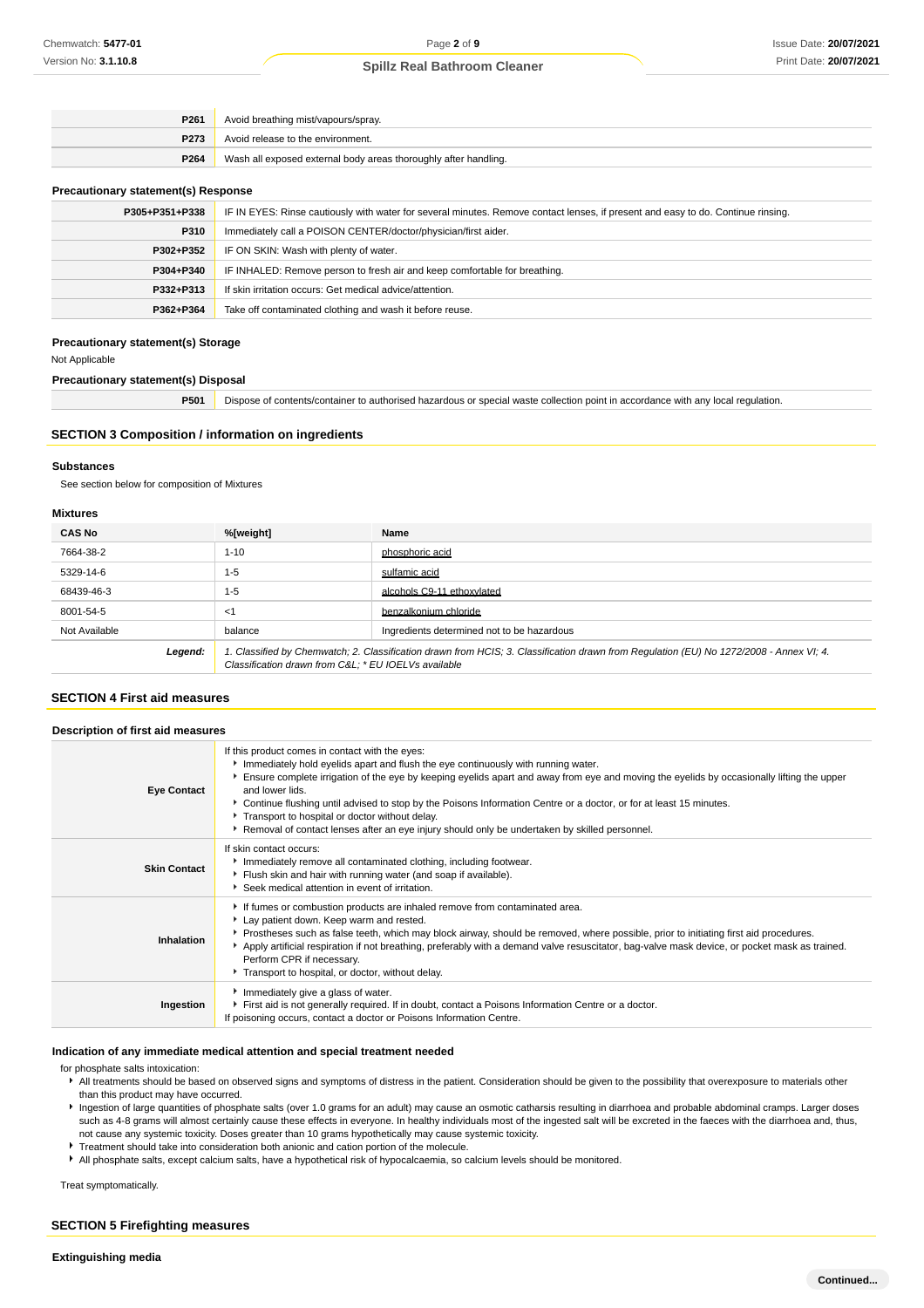| | |
|---|---|
| **P261** | Avoid breathing mist/vapours/spray. |
| **P273** | Avoid release to the environment. |
| **P264** | Wash all exposed external body areas thoroughly after handling. |

### Precautionary statement(s) Response

| | |
|---|---|
| **P305+P351+P338** | IF IN EYES: Rinse cautiously with water for several minutes. Remove contact lenses, if present and easy to do. Continue rinsing. |
| **P310** | Immediately call a POISON CENTER/doctor/physician/first aider. |
| **P302+P352** | IF ON SKIN: Wash with plenty of water. |
| **P304+P340** | IF INHALED: Remove person to fresh air and keep comfortable for breathing. |
| **P332+P313** | If skin irritation occurs: Get medical advice/attention. |
| **P362+P364** | Take off contaminated clothing and wash it before reuse. |

### Precautionary statement(s) Storage

Not Applicable

### Precautionary statement(s) Disposal

| | |
|---|---|
| **P501** | Dispose of contents/container to authorised hazardous or special waste collection point in accordance with any local regulation. |

## SECTION 3 Composition / information on ingredients

### Substances

See section below for composition of Mixtures

### Mixtures

| CAS No | %[weight] | Name |
|---|---|---|
| 7664-38-2 | 1-10 | phosphoric acid |
| 5329-14-6 | 1-5 | sulfamic acid |
| 68439-46-3 | 1-5 | alcohols C9-11 ethoxylated |
| 8001-54-5 | <1 | benzalkonium chloride |
| Not Available | balance | Ingredients determined not to be hazardous |
| ***Legend:*** | *1. Classified by Chemwatch; 2. Classification drawn from HCIS; 3. Classification drawn from Regulation (EU) No 1272/2008 - Annex VI; 4. Classification drawn from C&L; * EU IOELVs available* | |

## SECTION 4 First aid measures

### Description of first aid measures

| | |
|---|---|
| **Eye Contact** | If this product comes in contact with the eyes:<br>▸ Immediately hold eyelids apart and flush the eye continuously with running water.<br>▸ Ensure complete irrigation of the eye by keeping eyelids apart and away from eye and moving the eyelids by occasionally lifting the upper and lower lids.<br>▸ Continue flushing until advised to stop by the Poisons Information Centre or a doctor, or for at least 15 minutes.<br>▸ Transport to hospital or doctor without delay.<br>▸ Removal of contact lenses after an eye injury should only be undertaken by skilled personnel. |
| **Skin Contact** | If skin contact occurs:<br>▸ Immediately remove all contaminated clothing, including footwear.<br>▸ Flush skin and hair with running water (and soap if available).<br>▸ Seek medical attention in event of irritation. |
| **Inhalation** | ▸ If fumes or combustion products are inhaled remove from contaminated area.<br>▸ Lay patient down. Keep warm and rested.<br>▸ Prostheses such as false teeth, which may block airway, should be removed, where possible, prior to initiating first aid procedures.<br>▸ Apply artificial respiration if not breathing, preferably with a demand valve resuscitator, bag-valve mask device, or pocket mask as trained. Perform CPR if necessary.<br>▸ Transport to hospital, or doctor, without delay. |
| **Ingestion** | ▸ Immediately give a glass of water.<br>▸ First aid is not generally required. If in doubt, contact a Poisons Information Centre or a doctor.<br>If poisoning occurs, contact a doctor or Poisons Information Centre. |

### Indication of any immediate medical attention and special treatment needed

for phosphate salts intoxication:

- All treatments should be based on observed signs and symptoms of distress in the patient. Consideration should be given to the possibility that overexposure to materials other than this product may have occurred.
- Ingestion of large quantities of phosphate salts (over 1.0 grams for an adult) may cause an osmotic catharsis resulting in diarrhoea and probable abdominal cramps. Larger doses such as 4-8 grams will almost certainly cause these effects in everyone. In healthy individuals most of the ingested salt will be excreted in the faeces with the diarrhoea and, thus, not cause any systemic toxicity. Doses greater than 10 grams hypothetically may cause systemic toxicity.
- Treatment should take into consideration both anionic and cation portion of the molecule.
- All phosphate salts, except calcium salts, have a hypothetical risk of hypocalcaemia, so calcium levels should be monitored.

Treat symptomatically.

## SECTION 5 Firefighting measures

### Extinguishing media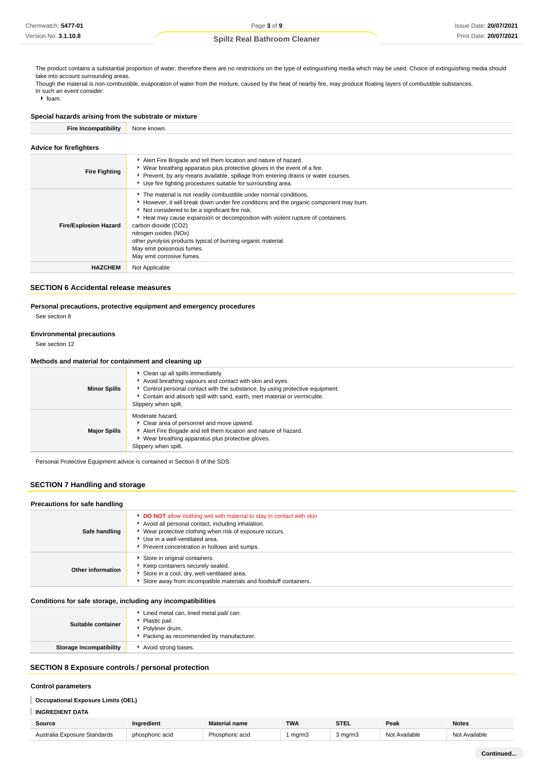The product contains a substantial proportion of water, therefore there are no restrictions on the type of extinguishing media which may be used. Choice of extinguishing media should take into account surrounding areas.
Though the material is non-combustible, evaporation of water from the mixture, caused by the heat of nearby fire, may produce floating layers of combustible substances.
In such an event consider:

- foam.

### Special hazards arising from the substrate or mixture

| | |
|---|---|
| **Fire Incompatibility** | None known. |

### Advice for firefighters

| | |
|---|---|
| **Fire Fighting** | - Alert Fire Brigade and tell them location and nature of hazard.<br>- Wear breathing apparatus plus protective gloves in the event of a fire.<br>- Prevent, by any means available, spillage from entering drains or water courses.<br>- Use fire fighting procedures suitable for surrounding area. |
| **Fire/Explosion Hazard** | - The material is not readily combustible under normal conditions.<br>- However, it will break down under fire conditions and the organic component may burn.<br>- Not considered to be a significant fire risk.<br>- Heat may cause expansion or decomposition with violent rupture of containers.<br>carbon dioxide ($CO_2$)<br>nitrogen oxides ($NO_x$)<br>other pyrolysis products typical of burning organic material.<br>May emit poisonous fumes.<br>May emit corrosive fumes. |
| **HAZCHEM** | Not Applicable |

## SECTION 6 Accidental release measures

### Personal precautions, protective equipment and emergency procedures

See section 8

### Environmental precautions

See section 12

### Methods and material for containment and cleaning up

| | |
|---|---|
| **Minor Spills** | - Clean up all spills immediately.<br>- Avoid breathing vapours and contact with skin and eyes.<br>- Control personal contact with the substance, by using protective equipment.<br>- Contain and absorb spill with sand, earth, inert material or vermiculite.<br>Slippery when spilt. |
| **Major Spills** | Moderate hazard.<br>- Clear area of personnel and move upwind.<br>- Alert Fire Brigade and tell them location and nature of hazard.<br>- Wear breathing apparatus plus protective gloves.<br>Slippery when spilt. |

Personal Protective Equipment advice is contained in Section 8 of the SDS.

## SECTION 7 Handling and storage

### Precautions for safe handling

| | |
|---|---|
| **Safe handling** | - **DO NOT** allow clothing wet with material to stay in contact with skin<br>- Avoid all personal contact, including inhalation.<br>- Wear protective clothing when risk of exposure occurs.<br>- Use in a well-ventilated area.<br>- Prevent concentration in hollows and sumps. |
| **Other information** | - Store in original containers.<br>- Keep containers securely sealed.<br>- Store in a cool, dry, well-ventilated area.<br>- Store away from incompatible materials and foodstuff containers. |

### Conditions for safe storage, including any incompatibilities

| | |
|---|---|
| **Suitable container** | - Lined metal can, lined metal pail/ can.<br>- Plastic pail.<br>- Polyliner drum.<br>- Packing as recommended by manufacturer. |
| **Storage incompatibility** | - Avoid strong bases. |

## SECTION 8 Exposure controls / personal protection

### Control parameters

**Occupational Exposure Limits (OEL)**

**INGREDIENT DATA**

| Source | Ingredient | Material name | TWA | STEL | Peak | Notes |
|---|---|---|---|---|---|---|
| Australia Exposure Standards | phosphoric acid | Phosphoric acid | 1 mg/m3 | 3 mg/m3 | Not Available | Not Available |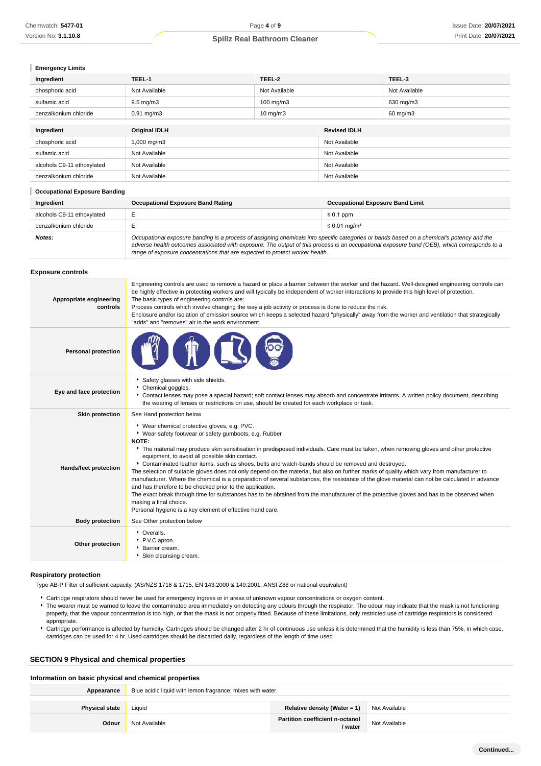### Emergency Limits

| Ingredient | TEEL-1 | TEEL-2 | TEEL-3 |
| --- | --- | --- | --- |
| phosphoric acid | Not Available | Not Available | Not Available |
| sulfamic acid | 9.5 mg/m3 | 100 mg/m3 | 630 mg/m3 |
| benzalkonium chloride | 0.91 mg/m3 | 10 mg/m3 | 60 mg/m3 |

| Ingredient | Original IDLH | Revised IDLH |
| --- | --- | --- |
| phosphoric acid | 1,000 mg/m3 | Not Available |
| sulfamic acid | Not Available | Not Available |
| alcohols C9-11 ethoxylated | Not Available | Not Available |
| benzalkonium chloride | Not Available | Not Available |

### Occupational Exposure Banding

| Ingredient | Occupational Exposure Band Rating | Occupational Exposure Band Limit |
| --- | --- | --- |
| alcohols C9-11 ethoxylated | E | ≤ 0.1 ppm |
| benzalkonium chloride | E | ≤ 0.01 mg/m³ |
| ***Notes:*** | *Occupational exposure banding is a process of assigning chemicals into specific categories or bands based on a chemical's potency and the adverse health outcomes associated with exposure. The output of this process is an occupational exposure band (OEB), which corresponds to a range of exposure concentrations that are expected to protect worker health.* | |

### Exposure controls

| | |
| --- | --- |
| **Appropriate engineering controls** | Engineering controls are used to remove a hazard or place a barrier between the worker and the hazard. Well-designed engineering controls can be highly effective in protecting workers and will typically be independent of worker interactions to provide this high level of protection.<br>The basic types of engineering controls are:<br>Process controls which involve changing the way a job activity or process is done to reduce the risk.<br>Enclosure and/or isolation of emission source which keeps a selected hazard "physically" away from the worker and ventilation that strategically "adds" and "removes" air in the work environment. |
| **Personal protection** | |
| **Eye and face protection** | ▶ Safety glasses with side shields.<br>▶ Chemical goggles.<br>▶ Contact lenses may pose a special hazard; soft contact lenses may absorb and concentrate irritants. A written policy document, describing the wearing of lenses or restrictions on use, should be created for each workplace or task. |
| **Skin protection** | See Hand protection below |
| **Hands/feet protection** | ▶ Wear chemical protective gloves, e.g. PVC.<br>▶ Wear safety footwear or safety gumboots, e.g. Rubber<br>**NOTE:**<br>▶ The material may produce skin sensitisation in predisposed individuals. Care must be taken, when removing gloves and other protective equipment, to avoid all possible skin contact.<br>▶ Contaminated leather items, such as shoes, belts and watch-bands should be removed and destroyed.<br>The selection of suitable gloves does not only depend on the material, but also on further marks of quality which vary from manufacturer to manufacturer. Where the chemical is a preparation of several substances, the resistance of the glove material can not be calculated in advance and has therefore to be checked prior to the application.<br>The exact break through time for substances has to be obtained from the manufacturer of the protective gloves and has to be observed when making a final choice.<br>Personal hygiene is a key element of effective hand care. |
| **Body protection** | See Other protection below |
| **Other protection** | ▶ Overalls.<br>▶ P.V.C apron.<br>▶ Barrier cream.<br>▶ Skin cleansing cream. |

### Respiratory protection

Type AB-P Filter of sufficient capacity. (AS/NZS 1716 & 1715, EN 143:2000 & 149:2001, ANSI Z88 or national equivalent)

- Cartridge respirators should never be used for emergency ingress or in areas of unknown vapour concentrations or oxygen content.
- The wearer must be warned to leave the contaminated area immediately on detecting any odours through the respirator. The odour may indicate that the mask is not functioning properly, that the vapour concentration is too high, or that the mask is not properly fitted. Because of these limitations, only restricted use of cartridge respirators is considered appropriate.
- Cartridge performance is affected by humidity. Cartridges should be changed after 2 hr of continuous use unless it is determined that the humidity is less than 75%, in which case, cartridges can be used for 4 hr. Used cartridges should be discarded daily, regardless of the length of time used

## SECTION 9 Physical and chemical properties

### Information on basic physical and chemical properties

| | | | |
| --- | --- | --- | --- |
| **Appearance** | Blue acidic liquid with lemon fragrance; mixes with water. | | |
| **Physical state** | Liquid | **Relative density (Water = 1)** | Not Available |
| **Odour** | Not Available | **Partition coefficient n-octanol / water** | Not Available |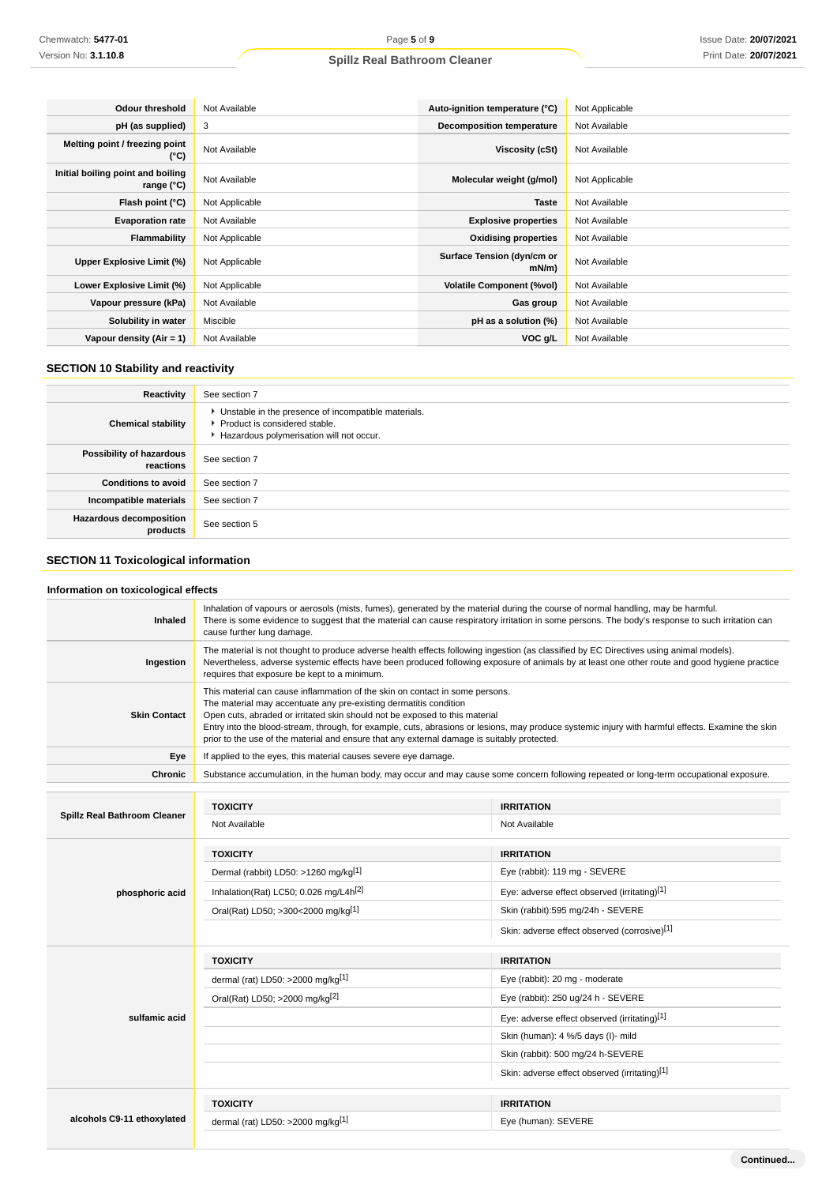| | | | |
|---|---|---|---|
| **Odour threshold** | Not Available | **Auto-ignition temperature (°C)** | Not Applicable |
| **pH (as supplied)** | 3 | **Decomposition temperature** | Not Available |
| **Melting point / freezing point (°C)** | Not Available | **Viscosity (cSt)** | Not Available |
| **Initial boiling point and boiling range (°C)** | Not Available | **Molecular weight (g/mol)** | Not Applicable |
| **Flash point (°C)** | Not Applicable | **Taste** | Not Available |
| **Evaporation rate** | Not Available | **Explosive properties** | Not Available |
| **Flammability** | Not Applicable | **Oxidising properties** | Not Available |
| **Upper Explosive Limit (%)** | Not Applicable | **Surface Tension (dyn/cm or mN/m)** | Not Available |
| **Lower Explosive Limit (%)** | Not Applicable | **Volatile Component (%vol)** | Not Available |
| **Vapour pressure (kPa)** | Not Available | **Gas group** | Not Available |
| **Solubility in water** | Miscible | **pH as a solution (%)** | Not Available |
| **Vapour density (Air = 1)** | Not Available | **VOC g/L** | Not Available |

## SECTION 10 Stability and reactivity

| | |
|---|---|
| **Reactivity** | See section 7 |
| **Chemical stability** | ‣ Unstable in the presence of incompatible materials.<br>‣ Product is considered stable.<br>‣ Hazardous polymerisation will not occur. |
| **Possibility of hazardous reactions** | See section 7 |
| **Conditions to avoid** | See section 7 |
| **Incompatible materials** | See section 7 |
| **Hazardous decomposition products** | See section 5 |

## SECTION 11 Toxicological information

### Information on toxicological effects

| | |
|---|---|
| **Inhaled** | Inhalation of vapours or aerosols (mists, fumes), generated by the material during the course of normal handling, may be harmful.<br>There is some evidence to suggest that the material can cause respiratory irritation in some persons. The body's response to such irritation can cause further lung damage. |
| **Ingestion** | The material is not thought to produce adverse health effects following ingestion (as classified by EC Directives using animal models). Nevertheless, adverse systemic effects have been produced following exposure of animals by at least one other route and good hygiene practice requires that exposure be kept to a minimum. |
| **Skin Contact** | This material can cause inflammation of the skin on contact in some persons.<br>The material may accentuate any pre-existing dermatitis condition<br>Open cuts, abraded or irritated skin should not be exposed to this material<br>Entry into the blood-stream, through, for example, cuts, abrasions or lesions, may produce systemic injury with harmful effects. Examine the skin prior to the use of the material and ensure that any external damage is suitably protected. |
| **Eye** | If applied to the eyes, this material causes severe eye damage. |
| **Chronic** | Substance accumulation, in the human body, may occur and may cause some concern following repeated or long-term occupational exposure. |

| | TOXICITY | IRRITATION |
|---|---|---|
| **Spillz Real Bathroom Cleaner** | Not Available | Not Available |
| **phosphoric acid** | **TOXICITY** | **IRRITATION** |
| | Dermal (rabbit) LD50: >1260 mg/kg[1] | Eye (rabbit): 119 mg - SEVERE |
| | Inhalation(Rat) LC50; 0.026 mg/L4h[2] | Eye: adverse effect observed (irritating)[1] |
| | Oral(Rat) LD50; >300<2000 mg/kg[1] | Skin (rabbit):595 mg/24h - SEVERE |
| | | Skin: adverse effect observed (corrosive)[1] |
| **sulfamic acid** | **TOXICITY** | **IRRITATION** |
| | dermal (rat) LD50: >2000 mg/kg[1] | Eye (rabbit): 20 mg - moderate |
| | Oral(Rat) LD50; >2000 mg/kg[2] | Eye (rabbit): 250 ug/24 h - SEVERE |
| | | Eye: adverse effect observed (irritating)[1] |
| | | Skin (human): 4 %/5 days (I)- mild |
| | | Skin (rabbit): 500 mg/24 h-SEVERE |
| | | Skin: adverse effect observed (irritating)[1] |
| **alcohols C9-11 ethoxylated** | **TOXICITY** | **IRRITATION** |
| | dermal (rat) LD50: >2000 mg/kg[1] | Eye (human): SEVERE |

Continued...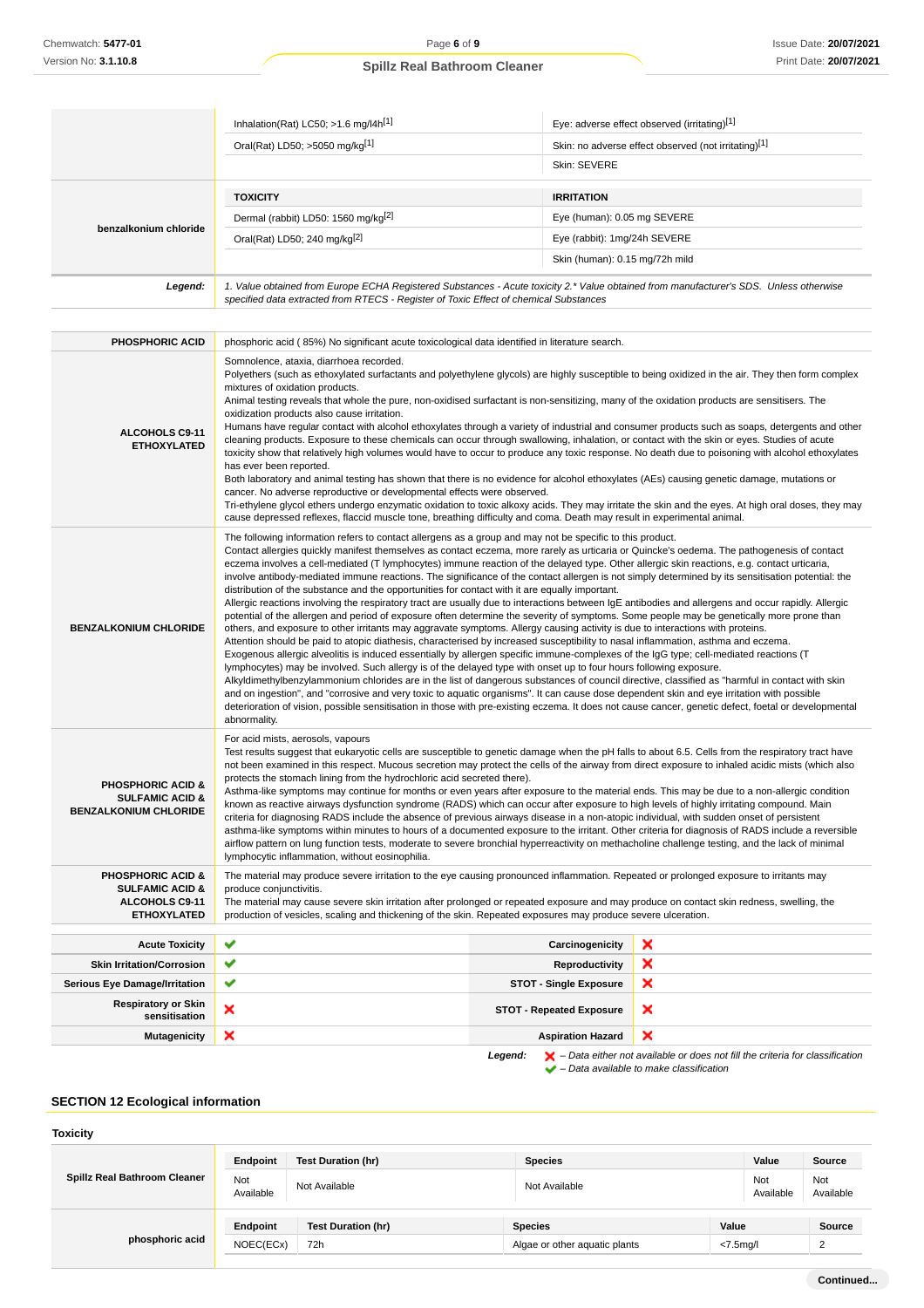| | | |
|---|---|---|
| | Inhalation(Rat) LC50; >1.6 mg/l4h[1] | Eye: adverse effect observed (irritating)[1] |
| | Oral(Rat) LD50; >5050 mg/kg[1] | Skin: no adverse effect observed (not irritating)[1] |
| | | Skin: SEVERE |
| **benzalkonium chloride** | **TOXICITY** | **IRRITATION** |
| | Dermal (rabbit) LD50: 1560 mg/kg[2] | Eye (human): 0.05 mg SEVERE |
| | Oral(Rat) LD50; 240 mg/kg[2] | Eye (rabbit): 1mg/24h SEVERE |
| | | Skin (human): 0.15 mg/72h mild |
| ***Legend:*** | *1. Value obtained from Europe ECHA Registered Substances - Acute toxicity 2.\* Value obtained from manufacturer's SDS. Unless otherwise specified data extracted from RTECS - Register of Toxic Effect of chemical Substances* | |

| | |
|---|---|
| **PHOSPHORIC ACID** | phosphoric acid ( 85%) No significant acute toxicological data identified in literature search. |
| **ALCOHOLS C9-11 ETHOXYLATED** | Somnolence, ataxia, diarrhoea recorded.<br>Polyethers (such as ethoxylated surfactants and polyethylene glycols) are highly susceptible to being oxidized in the air. They then form complex mixtures of oxidation products.<br>Animal testing reveals that whole the pure, non-oxidised surfactant is non-sensitizing, many of the oxidation products are sensitisers. The oxidization products also cause irritation.<br>Humans have regular contact with alcohol ethoxylates through a variety of industrial and consumer products such as soaps, detergents and other cleaning products. Exposure to these chemicals can occur through swallowing, inhalation, or contact with the skin or eyes. Studies of acute toxicity show that relatively high volumes would have to occur to produce any toxic response. No death due to poisoning with alcohol ethoxylates has ever been reported.<br>Both laboratory and animal testing has shown that there is no evidence for alcohol ethoxylates (AEs) causing genetic damage, mutations or cancer. No adverse reproductive or developmental effects were observed.<br>Tri-ethylene glycol ethers undergo enzymatic oxidation to toxic alkoxy acids. They may irritate the skin and the eyes. At high oral doses, they may cause depressed reflexes, flaccid muscle tone, breathing difficulty and coma. Death may result in experimental animal. |
| **BENZALKONIUM CHLORIDE** | The following information refers to contact allergens as a group and may not be specific to this product.<br>Contact allergies quickly manifest themselves as contact eczema, more rarely as urticaria or Quincke's oedema. The pathogenesis of contact eczema involves a cell-mediated (T lymphocytes) immune reaction of the delayed type. Other allergic skin reactions, e.g. contact urticaria, involve antibody-mediated immune reactions. The significance of the contact allergen is not simply determined by its sensitisation potential: the distribution of the substance and the opportunities for contact with it are equally important.<br>Allergic reactions involving the respiratory tract are usually due to interactions between IgE antibodies and allergens and occur rapidly. Allergic potential of the allergen and period of exposure often determine the severity of symptoms. Some people may be genetically more prone than others, and exposure to other irritants may aggravate symptoms. Allergy causing activity is due to interactions with proteins.<br>Attention should be paid to atopic diathesis, characterised by increased susceptibility to nasal inflammation, asthma and eczema.<br>Exogenous allergic alveolitis is induced essentially by allergen specific immune-complexes of the IgG type; cell-mediated reactions (T lymphocytes) may be involved. Such allergy is of the delayed type with onset up to four hours following exposure.<br>Alkyldimethylbenzylammonium chlorides are in the list of dangerous substances of council directive, classified as "harmful in contact with skin and on ingestion", and "corrosive and very toxic to aquatic organisms". It can cause dose dependent skin and eye irritation with possible deterioration of vision, possible sensitisation in those with pre-existing eczema. It does not cause cancer, genetic defect, foetal or developmental abnormality. |
| **PHOSPHORIC ACID & SULFAMIC ACID & BENZALKONIUM CHLORIDE** | For acid mists, aerosols, vapours<br>Test results suggest that eukaryotic cells are susceptible to genetic damage when the pH falls to about 6.5. Cells from the respiratory tract have not been examined in this respect. Mucous secretion may protect the cells of the airway from direct exposure to inhaled acidic mists (which also protects the stomach lining from the hydrochloric acid secreted there).<br>Asthma-like symptoms may continue for months or even years after exposure to the material ends. This may be due to a non-allergic condition known as reactive airways dysfunction syndrome (RADS) which can occur after exposure to high levels of highly irritating compound. Main criteria for diagnosing RADS include the absence of previous airways disease in a non-atopic individual, with sudden onset of persistent asthma-like symptoms within minutes to hours of a documented exposure to the irritant. Other criteria for diagnosis of RADS include a reversible airflow pattern on lung function tests, moderate to severe bronchial hyperreactivity on methacholine challenge testing, and the lack of minimal lymphocytic inflammation, without eosinophilia. |
| **PHOSPHORIC ACID & SULFAMIC ACID & ALCOHOLS C9-11 ETHOXYLATED** | The material may produce severe irritation to the eye causing pronounced inflammation. Repeated or prolonged exposure to irritants may produce conjunctivitis.<br>The material may cause severe skin irritation after prolonged or repeated exposure and may produce on contact skin redness, swelling, the production of vesicles, scaling and thickening of the skin. Repeated exposures may produce severe ulceration. |

| | | | |
|---|---|---|---|
| **Acute Toxicity** | ✔ | **Carcinogenicity** | ✘ |
| **Skin Irritation/Corrosion** | ✔ | **Reproductivity** | ✘ |
| **Serious Eye Damage/Irritation** | ✔ | **STOT - Single Exposure** | ✘ |
| **Respiratory or Skin sensitisation** | ✘ | **STOT - Repeated Exposure** | ✘ |
| **Mutagenicity** | ✘ | **Aspiration Hazard** | ✘ |

***Legend:*** ✘ *– Data either not available or does not fill the criteria for classification*
✔ *– Data available to make classification*

## SECTION 12 Ecological information

### Toxicity

| | Endpoint | Test Duration (hr) | Species | Value | Source |
|---|---|---|---|---|---|
| **Spillz Real Bathroom Cleaner** | Not Available | Not Available | Not Available | Not Available | Not Available |
| **phosphoric acid** | **Endpoint** | **Test Duration (hr)** | **Species** | **Value** | **Source** |
| | NOEC(ECx) | 72h | Algae or other aquatic plants | <7.5mg/l | 2 |

**Continued...**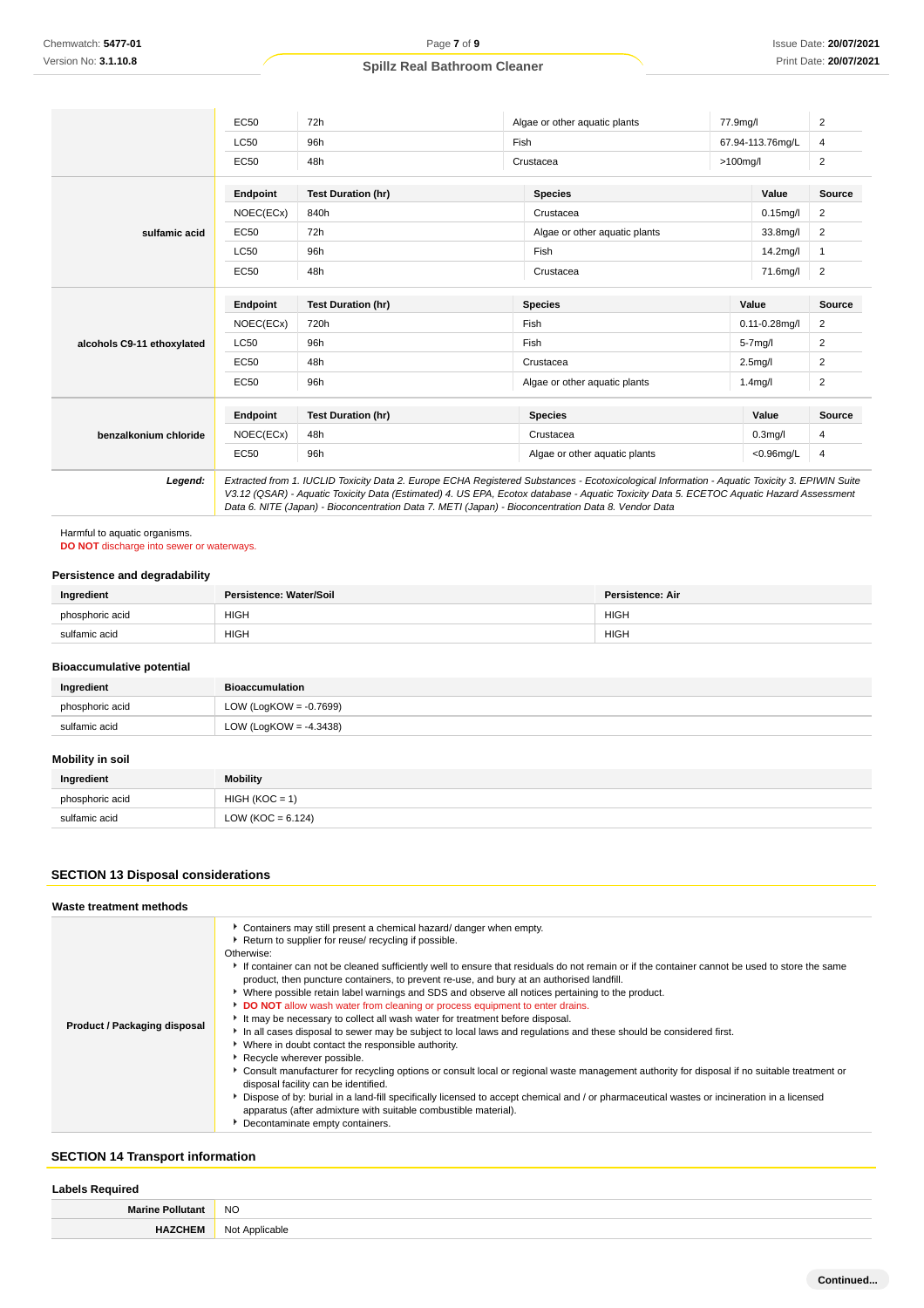| | Endpoint | Test Duration (hr) | Species | Value | Source |
|---|---|---|---|---|---|
| | EC50 | 72h | Algae or other aquatic plants | 77.9mg/l | 2 |
| | LC50 | 96h | Fish | 67.94-113.76mg/L | 4 |
| | EC50 | 48h | Crustacea | >100mg/l | 2 |

| | Endpoint | Test Duration (hr) | Species | Value | Source |
|---|---|---|---|---|---|
| **sulfamic acid** | NOEC(ECx) | 840h | Crustacea | 0.15mg/l | 2 |
| | EC50 | 72h | Algae or other aquatic plants | 33.8mg/l | 2 |
| | LC50 | 96h | Fish | 14.2mg/l | 1 |
| | EC50 | 48h | Crustacea | 71.6mg/l | 2 |

| | Endpoint | Test Duration (hr) | Species | Value | Source |
|---|---|---|---|---|---|
| **alcohols C9-11 ethoxylated** | NOEC(ECx) | 720h | Fish | 0.11-0.28mg/l | 2 |
| | LC50 | 96h | Fish | 5-7mg/l | 2 |
| | EC50 | 48h | Crustacea | 2.5mg/l | 2 |
| | EC50 | 96h | Algae or other aquatic plants | 1.4mg/l | 2 |

| | Endpoint | Test Duration (hr) | Species | Value | Source |
|---|---|---|---|---|---|
| **benzalkonium chloride** | NOEC(ECx) | 48h | Crustacea | 0.3mg/l | 4 |
| | EC50 | 96h | Algae or other aquatic plants | <0.96mg/L | 4 |

***Legend:*** *Extracted from 1. IUCLID Toxicity Data 2. Europe ECHA Registered Substances - Ecotoxicological Information - Aquatic Toxicity 3. EPIWIN Suite V3.12 (QSAR) - Aquatic Toxicity Data (Estimated) 4. US EPA, Ecotox database - Aquatic Toxicity Data 5. ECETOC Aquatic Hazard Assessment Data 6. NITE (Japan) - Bioconcentration Data 7. METI (Japan) - Bioconcentration Data 8. Vendor Data*

Harmful to aquatic organisms.
**DO NOT** discharge into sewer or waterways.

### Persistence and degradability

| Ingredient | Persistence: Water/Soil | Persistence: Air |
|---|---|---|
| phosphoric acid | HIGH | HIGH |
| sulfamic acid | HIGH | HIGH |

### Bioaccumulative potential

| Ingredient | Bioaccumulation |
|---|---|
| phosphoric acid | LOW (LogKOW = -0.7699) |
| sulfamic acid | LOW (LogKOW = -4.3438) |

### Mobility in soil

| Ingredient | Mobility |
|---|---|
| phosphoric acid | HIGH (KOC = 1) |
| sulfamic acid | LOW (KOC = 6.124) |

## SECTION 13 Disposal considerations

### Waste treatment methods

**Product / Packaging disposal**

- Containers may still present a chemical hazard/ danger when empty.
- Return to supplier for reuse/ recycling if possible.

Otherwise:

- If container can not be cleaned sufficiently well to ensure that residuals do not remain or if the container cannot be used to store the same product, then puncture containers, to prevent re-use, and bury at an authorised landfill.
- Where possible retain label warnings and SDS and observe all notices pertaining to the product.
- **DO NOT** allow wash water from cleaning or process equipment to enter drains.
- It may be necessary to collect all wash water for treatment before disposal.
- In all cases disposal to sewer may be subject to local laws and regulations and these should be considered first.
- Where in doubt contact the responsible authority.
- Recycle wherever possible.
- Consult manufacturer for recycling options or consult local or regional waste management authority for disposal if no suitable treatment or disposal facility can be identified.
- Dispose of by: burial in a land-fill specifically licensed to accept chemical and / or pharmaceutical wastes or incineration in a licensed apparatus (after admixture with suitable combustible material).
- Decontaminate empty containers.

## SECTION 14 Transport information

### Labels Required

| | |
|---|---|
| **Marine Pollutant** | NO |
| **HAZCHEM** | Not Applicable |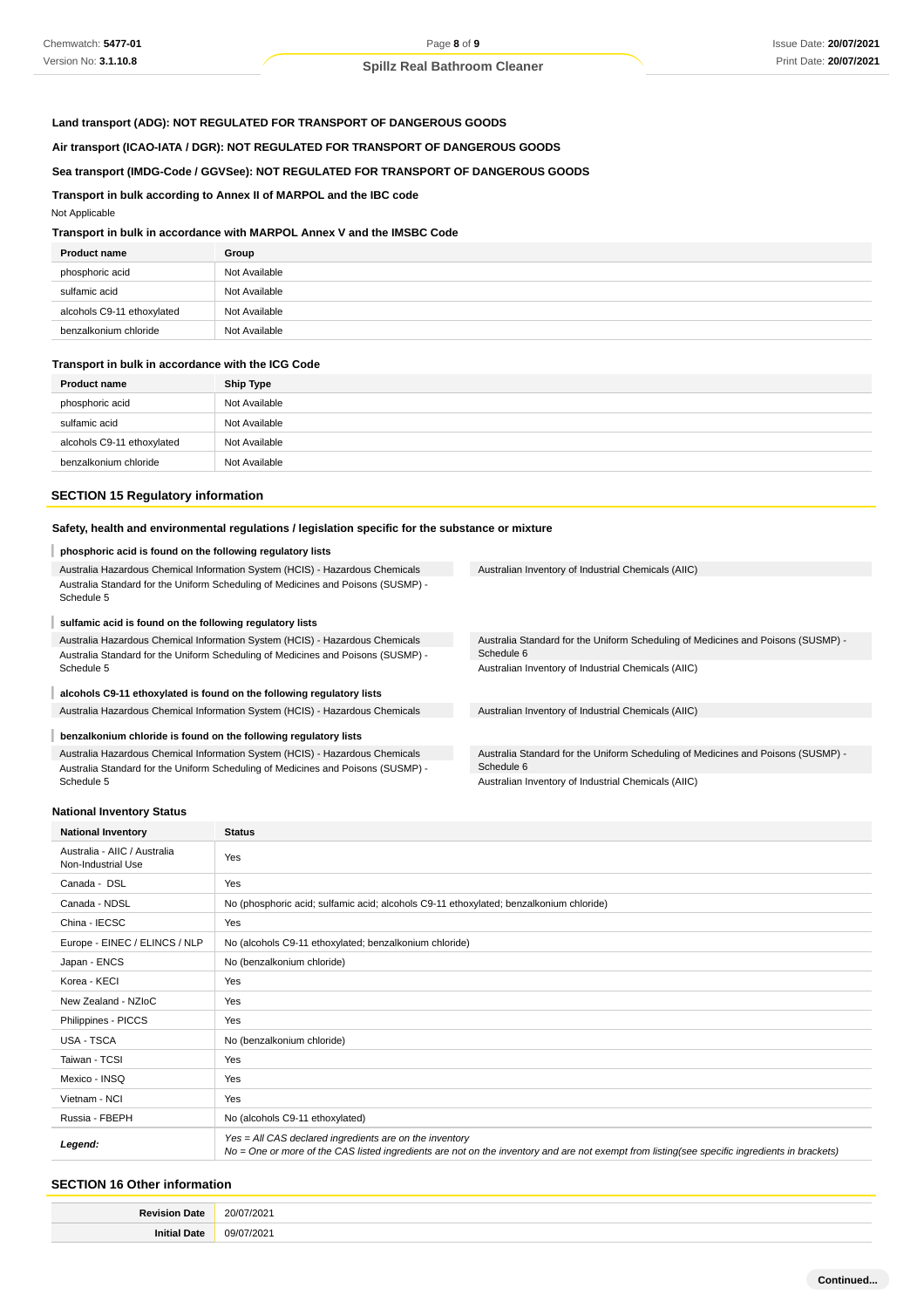**Land transport (ADG): NOT REGULATED FOR TRANSPORT OF DANGEROUS GOODS**

**Air transport (ICAO-IATA / DGR): NOT REGULATED FOR TRANSPORT OF DANGEROUS GOODS**

**Sea transport (IMDG-Code / GGVSee): NOT REGULATED FOR TRANSPORT OF DANGEROUS GOODS**

**Transport in bulk according to Annex II of MARPOL and the IBC code**

Not Applicable

**Transport in bulk in accordance with MARPOL Annex V and the IMSBC Code**

| Product name | Group |
|---|---|
| phosphoric acid | Not Available |
| sulfamic acid | Not Available |
| alcohols C9-11 ethoxylated | Not Available |
| benzalkonium chloride | Not Available |

**Transport in bulk in accordance with the ICG Code**

| Product name | Ship Type |
|---|---|
| phosphoric acid | Not Available |
| sulfamic acid | Not Available |
| alcohols C9-11 ethoxylated | Not Available |
| benzalkonium chloride | Not Available |

## SECTION 15 Regulatory information

**Safety, health and environmental regulations / legislation specific for the substance or mixture**

**phosphoric acid is found on the following regulatory lists**

- Australia Hazardous Chemical Information System (HCIS) - Hazardous Chemicals
- Australia Standard for the Uniform Scheduling of Medicines and Poisons (SUSMP) - Schedule 5
- Australian Inventory of Industrial Chemicals (AIIC)

**sulfamic acid is found on the following regulatory lists**

- Australia Hazardous Chemical Information System (HCIS) - Hazardous Chemicals
- Australia Standard for the Uniform Scheduling of Medicines and Poisons (SUSMP) - Schedule 5
- Australia Standard for the Uniform Scheduling of Medicines and Poisons (SUSMP) - Schedule 6
- Australian Inventory of Industrial Chemicals (AIIC)

**alcohols C9-11 ethoxylated is found on the following regulatory lists**

- Australia Hazardous Chemical Information System (HCIS) - Hazardous Chemicals
- Australian Inventory of Industrial Chemicals (AIIC)

**benzalkonium chloride is found on the following regulatory lists**

- Australia Hazardous Chemical Information System (HCIS) - Hazardous Chemicals
- Australia Standard for the Uniform Scheduling of Medicines and Poisons (SUSMP) - Schedule 5
- Australia Standard for the Uniform Scheduling of Medicines and Poisons (SUSMP) - Schedule 6
- Australian Inventory of Industrial Chemicals (AIIC)

**National Inventory Status**

| National Inventory | Status |
|---|---|
| Australia - AIIC / Australia Non-Industrial Use | Yes |
| Canada - DSL | Yes |
| Canada - NDSL | No (phosphoric acid; sulfamic acid; alcohols C9-11 ethoxylated; benzalkonium chloride) |
| China - IECSC | Yes |
| Europe - EINEC / ELINCS / NLP | No (alcohols C9-11 ethoxylated; benzalkonium chloride) |
| Japan - ENCS | No (benzalkonium chloride) |
| Korea - KECI | Yes |
| New Zealand - NZIoC | Yes |
| Philippines - PICCS | Yes |
| USA - TSCA | No (benzalkonium chloride) |
| Taiwan - TCSI | Yes |
| Mexico - INSQ | Yes |
| Vietnam - NCI | Yes |
| Russia - FBEPH | No (alcohols C9-11 ethoxylated) |
| ***Legend:*** | *Yes = All CAS declared ingredients are on the inventory*<br>*No = One or more of the CAS listed ingredients are not on the inventory and are not exempt from listing(see specific ingredients in brackets)* |

## SECTION 16 Other information

| | |
|---|---|
| **Revision Date** | 20/07/2021 |
| **Initial Date** | 09/07/2021 |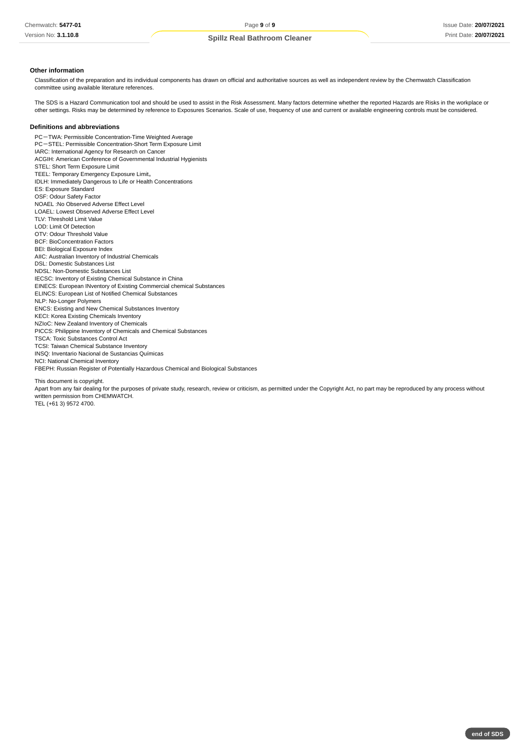### Other information

Classification of the preparation and its individual components has drawn on official and authoritative sources as well as independent review by the Chemwatch Classification committee using available literature references.

The SDS is a Hazard Communication tool and should be used to assist in the Risk Assessment. Many factors determine whether the reported Hazards are Risks in the workplace or other settings. Risks may be determined by reference to Exposures Scenarios. Scale of use, frequency of use and current or available engineering controls must be considered.

### Definitions and abbreviations

PC－TWA: Permissible Concentration-Time Weighted Average
PC－STEL: Permissible Concentration-Short Term Exposure Limit
IARC: International Agency for Research on Cancer
ACGIH: American Conference of Governmental Industrial Hygienists
STEL: Short Term Exposure Limit
TEEL: Temporary Emergency Exposure Limit。
IDLH: Immediately Dangerous to Life or Health Concentrations
ES: Exposure Standard
OSF: Odour Safety Factor
NOAEL :No Observed Adverse Effect Level
LOAEL: Lowest Observed Adverse Effect Level
TLV: Threshold Limit Value
LOD: Limit Of Detection
OTV: Odour Threshold Value
BCF: BioConcentration Factors
BEI: Biological Exposure Index
AIIC: Australian Inventory of Industrial Chemicals
DSL: Domestic Substances List
NDSL: Non-Domestic Substances List
IECSC: Inventory of Existing Chemical Substance in China
EINECS: European INventory of Existing Commercial chemical Substances
ELINCS: European List of Notified Chemical Substances
NLP: No-Longer Polymers
ENCS: Existing and New Chemical Substances Inventory
KECI: Korea Existing Chemicals Inventory
NZIoC: New Zealand Inventory of Chemicals
PICCS: Philippine Inventory of Chemicals and Chemical Substances
TSCA: Toxic Substances Control Act
TCSI: Taiwan Chemical Substance Inventory
INSQ: Inventario Nacional de Sustancias Químicas
NCI: National Chemical Inventory
FBEPH: Russian Register of Potentially Hazardous Chemical and Biological Substances

This document is copyright.
Apart from any fair dealing for the purposes of private study, research, review or criticism, as permitted under the Copyright Act, no part may be reproduced by any process without written permission from CHEMWATCH.
TEL (+61 3) 9572 4700.

end of SDS